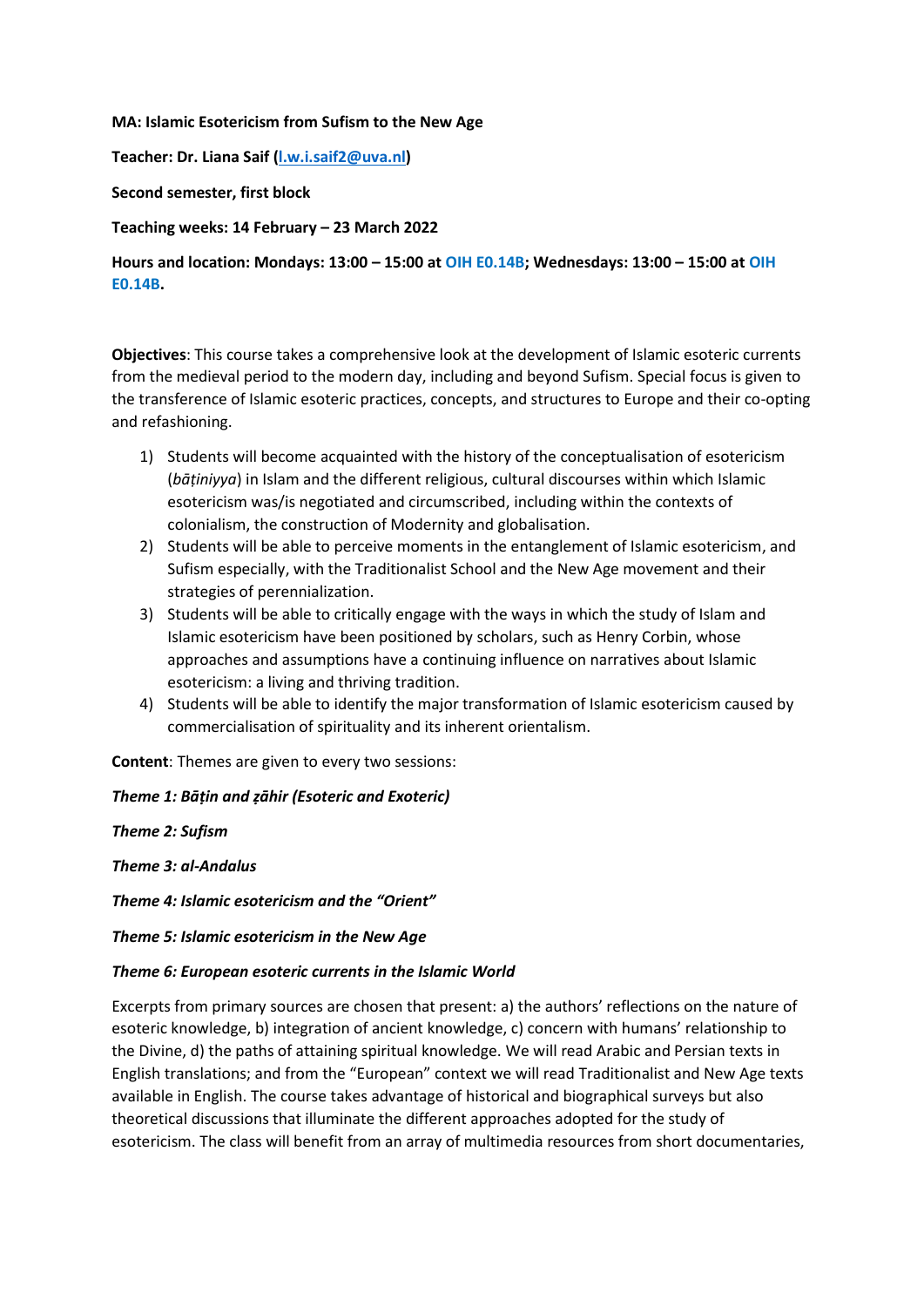**MA: Islamic Esotericism from Sufism to the New Age**

**Teacher: Dr. Liana Saif ([l.w.i.saif2@uva.nl](mailto:l.w.i.saif2@uva.nl))**

**Second semester, first block**

**Teaching weeks: 14 February – 23 March 2022**

**Hours and location: Mondays: 13:00 – 15:00 at OIH E0.14B; Wednesdays: 13:00 – 15:00 at OIH E0.14B.**

**Objectives**: This course takes a comprehensive look at the development of Islamic esoteric currents from the medieval period to the modern day, including and beyond Sufism. Special focus is given to the transference of Islamic esoteric practices, concepts, and structures to Europe and their co-opting and refashioning.

1) Students will become acquainted with the history of the conceptualisation of esotericism (*bāṭiniyya*) in Islam and the different religious, cultural discourses within which Islamic esotericism was/is negotiated and circumscribed, including within the contexts of colonialism, the construction of Modernity and globalisation.
2) Students will be able to perceive moments in the entanglement of Islamic esotericism, and Sufism especially, with the Traditionalist School and the New Age movement and their strategies of perennialization.
3) Students will be able to critically engage with the ways in which the study of Islam and Islamic esotericism have been positioned by scholars, such as Henry Corbin, whose approaches and assumptions have a continuing influence on narratives about Islamic esotericism: a living and thriving tradition.
4) Students will be able to identify the major transformation of Islamic esotericism caused by commercialisation of spirituality and its inherent orientalism.

**Content**: Themes are given to every two sessions:

***Theme 1: Bāṭin and ẓāhir (Esoteric and Exoteric)***

***Theme 2: Sufism***

***Theme 3: al-Andalus***

***Theme 4: Islamic esotericism and the "Orient"***

***Theme 5: Islamic esotericism in the New Age***

***Theme 6: European esoteric currents in the Islamic World***

Excerpts from primary sources are chosen that present: a) the authors' reflections on the nature of esoteric knowledge, b) integration of ancient knowledge, c) concern with humans' relationship to the Divine, d) the paths of attaining spiritual knowledge. We will read Arabic and Persian texts in English translations; and from the "European" context we will read Traditionalist and New Age texts available in English. The course takes advantage of historical and biographical surveys but also theoretical discussions that illuminate the different approaches adopted for the study of esotericism. The class will benefit from an array of multimedia resources from short documentaries,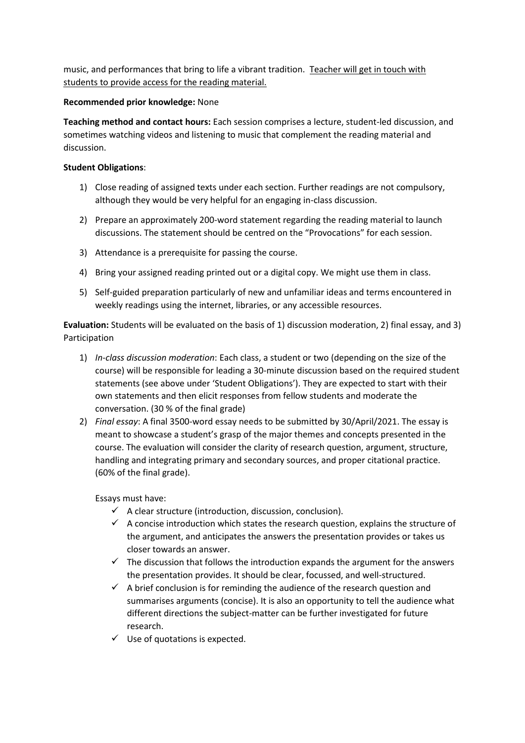music, and performances that bring to life a vibrant tradition. <u>Teacher will get in touch with students to provide access for the reading material.</u>

**Recommended prior knowledge:** None

**Teaching method and contact hours:** Each session comprises a lecture, student-led discussion, and sometimes watching videos and listening to music that complement the reading material and discussion.

**Student Obligations**:

1) Close reading of assigned texts under each section. Further readings are not compulsory, although they would be very helpful for an engaging in-class discussion.

2) Prepare an approximately 200-word statement regarding the reading material to launch discussions. The statement should be centred on the "Provocations" for each session.

3) Attendance is a prerequisite for passing the course.

4) Bring your assigned reading printed out or a digital copy. We might use them in class.

5) Self-guided preparation particularly of new and unfamiliar ideas and terms encountered in weekly readings using the internet, libraries, or any accessible resources.

**Evaluation:** Students will be evaluated on the basis of 1) discussion moderation, 2) final essay, and 3) Participation

1) *In-class discussion moderation*: Each class, a student or two (depending on the size of the course) will be responsible for leading a 30-minute discussion based on the required student statements (see above under 'Student Obligations'). They are expected to start with their own statements and then elicit responses from fellow students and moderate the conversation. (30 % of the final grade)
2) *Final essay*: A final 3500-word essay needs to be submitted by 30/April/2021. The essay is meant to showcase a student's grasp of the major themes and concepts presented in the course. The evaluation will consider the clarity of research question, argument, structure, handling and integrating primary and secondary sources, and proper citational practice. (60% of the final grade).

   Essays must have:
   - ✓ A clear structure (introduction, discussion, conclusion).
   - ✓ A concise introduction which states the research question, explains the structure of the argument, and anticipates the answers the presentation provides or takes us closer towards an answer.
   - ✓ The discussion that follows the introduction expands the argument for the answers the presentation provides. It should be clear, focussed, and well-structured.
   - ✓ A brief conclusion is for reminding the audience of the research question and summarises arguments (concise). It is also an opportunity to tell the audience what different directions the subject-matter can be further investigated for future research.
   - ✓ Use of quotations is expected.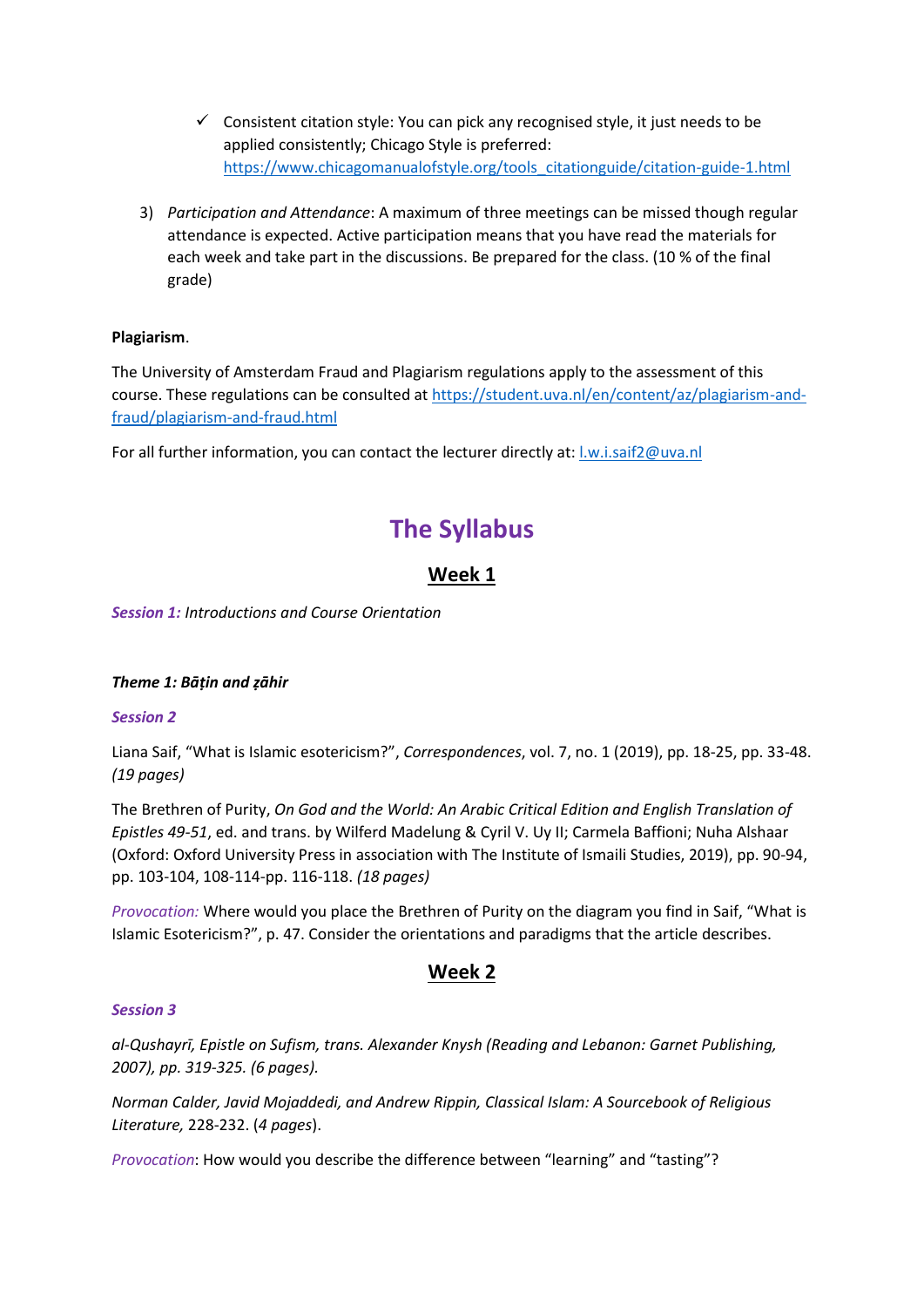- ✓ Consistent citation style: You can pick any recognised style, it just needs to be applied consistently; Chicago Style is preferred: https://www.chicagomanualofstyle.org/tools_citationguide/citation-guide-1.html

3) *Participation and Attendance*: A maximum of three meetings can be missed though regular attendance is expected. Active participation means that you have read the materials for each week and take part in the discussions. Be prepared for the class. (10 % of the final grade)

**Plagiarism**.

The University of Amsterdam Fraud and Plagiarism regulations apply to the assessment of this course. These regulations can be consulted at https://student.uva.nl/en/content/az/plagiarism-and-fraud/plagiarism-and-fraud.html

For all further information, you can contact the lecturer directly at: l.w.i.saif2@uva.nl

# The Syllabus

## Week 1

***Session 1:*** *Introductions and Course Orientation*

***Theme 1: Bāṭin and ẓāhir***

***Session 2***

Liana Saif, “What is Islamic esotericism?”, *Correspondences*, vol. 7, no. 1 (2019), pp. 18-25, pp. 33-48. *(19 pages)*

The Brethren of Purity, *On God and the World: An Arabic Critical Edition and English Translation of Epistles 49-51*, ed. and trans. by Wilferd Madelung & Cyril V. Uy II; Carmela Baffioni; Nuha Alshaar (Oxford: Oxford University Press in association with The Institute of Ismaili Studies, 2019), pp. 90-94, pp. 103-104, 108-114-pp. 116-118. *(18 pages)*

*Provocation:* Where would you place the Brethren of Purity on the diagram you find in Saif, “What is Islamic Esotericism?”, p. 47. Consider the orientations and paradigms that the article describes.

## Week 2

***Session 3***

*al-Qushayrī, Epistle on Sufism, trans. Alexander Knysh (Reading and Lebanon: Garnet Publishing, 2007), pp. 319-325. (6 pages).*

*Norman Calder, Javid Mojaddedi, and Andrew Rippin, Classical Islam: A Sourcebook of Religious Literature,* 228-232. (*4 pages*).

*Provocation*: How would you describe the difference between “learning” and “tasting”?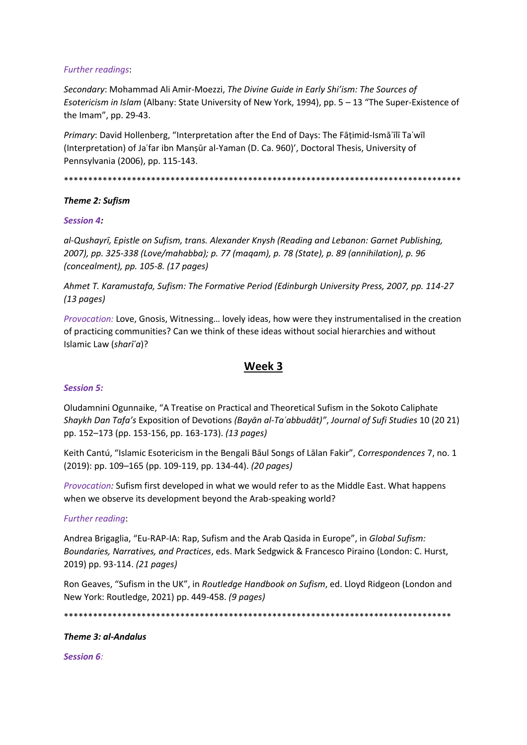*Further readings*:

*Secondary*: Mohammad Ali Amir-Moezzi, *The Divine Guide in Early Shi'ism: The Sources of Esotericism in Islam* (Albany: State University of New York, 1994), pp. 5 – 13 "The Super-Existence of the Imam", pp. 29-43.

*Primary*: David Hollenberg, "Interpretation after the End of Days: The Fāṭimid-Ismāʿīlī Taʾwīl (Interpretation) of Jaʿfar ibn Manṣūr al-Yaman (D. Ca. 960)', Doctoral Thesis, University of Pennsylvania (2006), pp. 115-143.

************************************************************************************

***Theme 2: Sufism***

***Session 4:***

*al-Qushayrī, Epistle on Sufism, trans. Alexander Knysh (Reading and Lebanon: Garnet Publishing, 2007), pp. 325-338 (Love/mahabba); p. 77 (maqam), p. 78 (State), p. 89 (annihilation), p. 96 (concealment), pp. 105-8. (17 pages)*

*Ahmet T. Karamustafa, Sufism: The Formative Period (Edinburgh University Press, 2007, pp. 114-27 (13 pages)*

*Provocation:* Love, Gnosis, Witnessing… lovely ideas, how were they instrumentalised in the creation of practicing communities? Can we think of these ideas without social hierarchies and without Islamic Law (*sharīʿa*)?

## Week 3

***Session 5:***

Oludamnini Ogunnaike, "A Treatise on Practical and Theoretical Sufism in the Sokoto Caliphate *Shaykh Dan Tafa's* Exposition of Devotions *(Bayān al-Taʿabbudāt)"*, *Journal of Sufi Studies* 10 (20 21) pp. 152–173 (pp. 153-156, pp. 163-173). *(13 pages)*

Keith Cantú, "Islamic Esotericism in the Bengali Bāul Songs of Lālan Fakir", *Correspondences* 7, no. 1 (2019): pp. 109–165 (pp. 109-119, pp. 134-44). *(20 pages)*

*Provocation:* Sufism first developed in what we would refer to as the Middle East. What happens when we observe its development beyond the Arab-speaking world?

*Further reading*:

Andrea Brigaglia, "Eu-RAP-IA: Rap, Sufism and the Arab Qasida in Europe", in *Global Sufism: Boundaries, Narratives, and Practices*, eds. Mark Sedgwick & Francesco Piraino (London: C. Hurst, 2019) pp. 93-114. *(21 pages)*

Ron Geaves, "Sufism in the UK", in *Routledge Handbook on Sufism*, ed. Lloyd Ridgeon (London and New York: Routledge, 2021) pp. 449-458. *(9 pages)*

**********************************************************************************

***Theme 3: al-Andalus***

***Session 6:***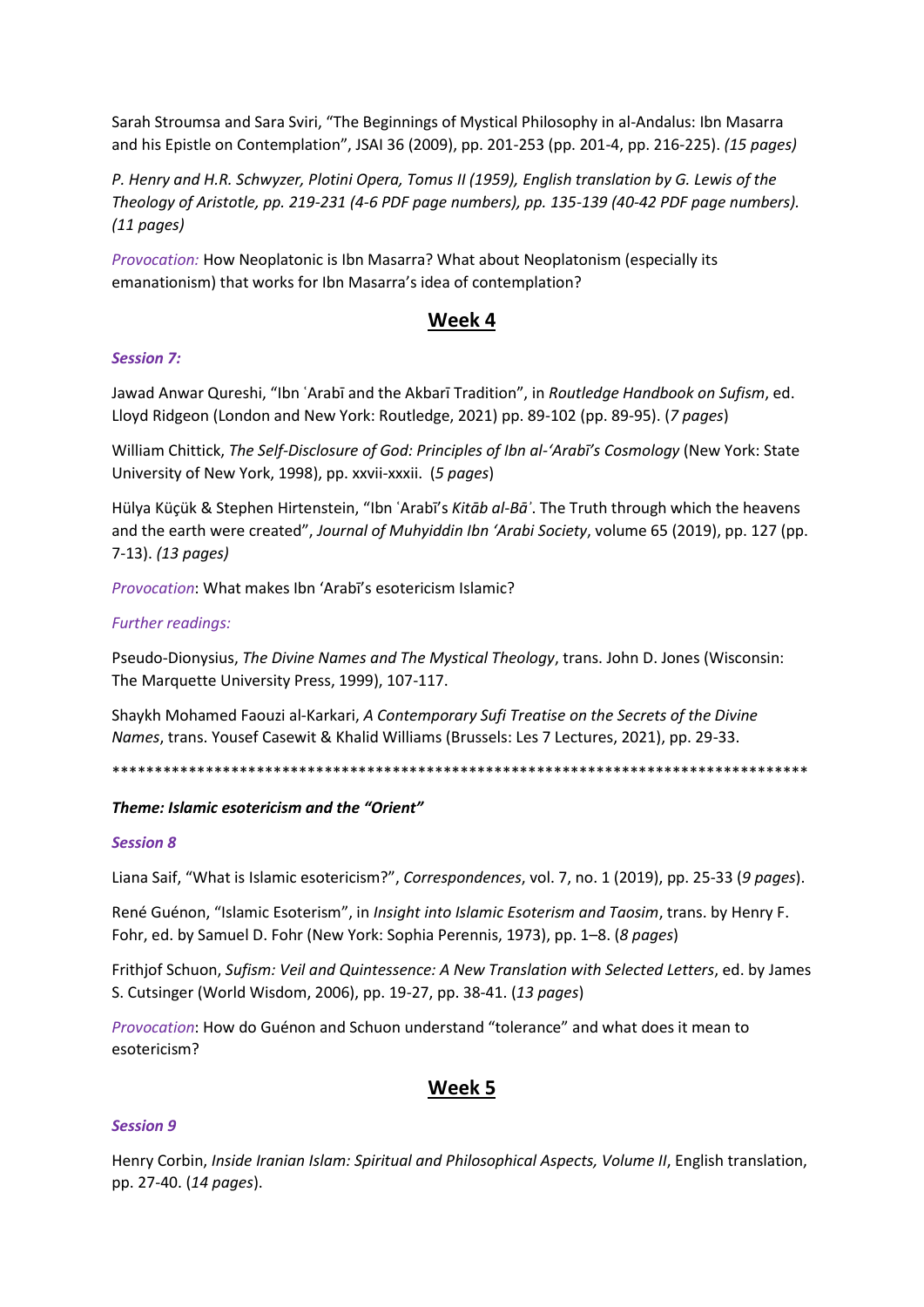Sarah Stroumsa and Sara Sviri, "The Beginnings of Mystical Philosophy in al-Andalus: Ibn Masarra and his Epistle on Contemplation", JSAI 36 (2009), pp. 201-253 (pp. 201-4, pp. 216-225). *(15 pages)*

*P. Henry and H.R. Schwyzer, Plotini Opera, Tomus II (1959), English translation by G. Lewis of the Theology of Aristotle, pp. 219-231 (4-6 PDF page numbers), pp. 135-139 (40-42 PDF page numbers). (11 pages)*

*Provocation:* How Neoplatonic is Ibn Masarra? What about Neoplatonism (especially its emanationism) that works for Ibn Masarra's idea of contemplation?

## Week 4

### *Session 7:*

Jawad Anwar Qureshi, "Ibn ʿArabī and the Akbarī Tradition", in *Routledge Handbook on Sufism*, ed. Lloyd Ridgeon (London and New York: Routledge, 2021) pp. 89-102 (pp. 89-95). (*7 pages*)

William Chittick, *The Self-Disclosure of God: Principles of Ibn al-'Arabī's Cosmology* (New York: State University of New York, 1998), pp. xxvii-xxxii. (*5 pages*)

Hülya Küçük & Stephen Hirtenstein, "Ibn ʿArabī's *Kitāb al-Bāʾ*. The Truth through which the heavens and the earth were created", *Journal of Muhyiddin Ibn 'Arabi Society*, volume 65 (2019), pp. 127 (pp. 7-13). *(13 pages)*

*Provocation*: What makes Ibn 'Arabī's esotericism Islamic?

*Further readings:*

Pseudo-Dionysius, *The Divine Names and The Mystical Theology*, trans. John D. Jones (Wisconsin: The Marquette University Press, 1999), 107-117.

Shaykh Mohamed Faouzi al-Karkari, *A Contemporary Sufi Treatise on the Secrets of the Divine Names*, trans. Yousef Casewit & Khalid Williams (Brussels: Les 7 Lectures, 2021), pp. 29-33.

*************************************************************************************

***Theme: Islamic esotericism and the "Orient"***

### *Session 8*

Liana Saif, "What is Islamic esotericism?", *Correspondences*, vol. 7, no. 1 (2019), pp. 25-33 (*9 pages*).

René Guénon, "Islamic Esoterism", in *Insight into Islamic Esoterism and Taosim*, trans. by Henry F. Fohr, ed. by Samuel D. Fohr (New York: Sophia Perennis, 1973), pp. 1–8. (*8 pages*)

Frithjof Schuon, *Sufism: Veil and Quintessence: A New Translation with Selected Letters*, ed. by James S. Cutsinger (World Wisdom, 2006), pp. 19-27, pp. 38-41. (*13 pages*)

*Provocation*: How do Guénon and Schuon understand "tolerance" and what does it mean to esotericism?

## Week 5

### *Session 9*

Henry Corbin, *Inside Iranian Islam: Spiritual and Philosophical Aspects, Volume II*, English translation, pp. 27-40. (*14 pages*).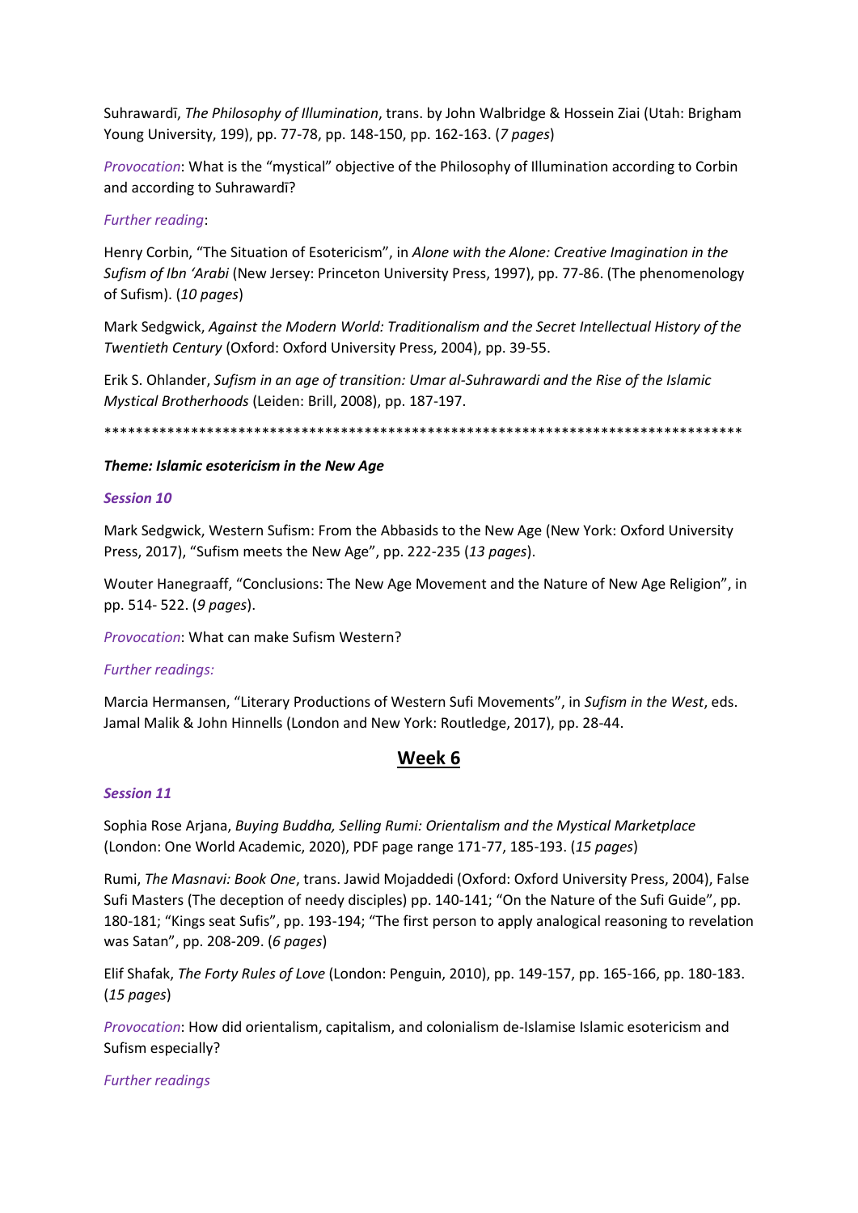Suhrawardī, *The Philosophy of Illumination*, trans. by John Walbridge & Hossein Ziai (Utah: Brigham Young University, 199), pp. 77-78, pp. 148-150, pp. 162-163. (*7 pages*)

*Provocation*: What is the "mystical" objective of the Philosophy of Illumination according to Corbin and according to Suhrawardī?

*Further reading*:

Henry Corbin, "The Situation of Esotericism", in *Alone with the Alone: Creative Imagination in the Sufism of Ibn 'Arabi* (New Jersey: Princeton University Press, 1997), pp. 77-86. (The phenomenology of Sufism). (*10 pages*)

Mark Sedgwick, *Against the Modern World: Traditionalism and the Secret Intellectual History of the Twentieth Century* (Oxford: Oxford University Press, 2004), pp. 39-55.

Erik S. Ohlander, *Sufism in an age of transition: Umar al-Suhrawardi and the Rise of the Islamic Mystical Brotherhoods* (Leiden: Brill, 2008), pp. 187-197.

*********************************************************************************

***Theme: Islamic esotericism in the New Age***

***Session 10***

Mark Sedgwick, Western Sufism: From the Abbasids to the New Age (New York: Oxford University Press, 2017), "Sufism meets the New Age", pp. 222-235 (*13 pages*).

Wouter Hanegraaff, "Conclusions: The New Age Movement and the Nature of New Age Religion", in pp. 514- 522. (*9 pages*).

*Provocation*: What can make Sufism Western?

*Further readings:*

Marcia Hermansen, "Literary Productions of Western Sufi Movements", in *Sufism in the West*, eds. Jamal Malik & John Hinnells (London and New York: Routledge, 2017), pp. 28-44.

## Week 6

***Session 11***

Sophia Rose Arjana, *Buying Buddha, Selling Rumi: Orientalism and the Mystical Marketplace* (London: One World Academic, 2020), PDF page range 171-77, 185-193. (*15 pages*)

Rumi, *The Masnavi: Book One*, trans. Jawid Mojaddedi (Oxford: Oxford University Press, 2004), False Sufi Masters (The deception of needy disciples) pp. 140-141; "On the Nature of the Sufi Guide", pp. 180-181; "Kings seat Sufis", pp. 193-194; "The first person to apply analogical reasoning to revelation was Satan", pp. 208-209. (*6 pages*)

Elif Shafak, *The Forty Rules of Love* (London: Penguin, 2010), pp. 149-157, pp. 165-166, pp. 180-183. (*15 pages*)

*Provocation*: How did orientalism, capitalism, and colonialism de-Islamise Islamic esotericism and Sufism especially?

*Further readings*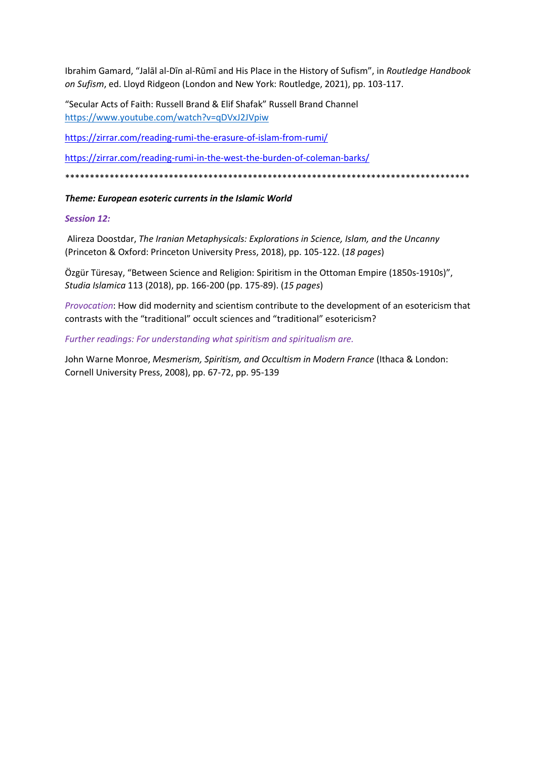Ibrahim Gamard, "Jalāl al-Dīn al-Rūmī and His Place in the History of Sufism", in *Routledge Handbook on Sufism*, ed. Lloyd Ridgeon (London and New York: Routledge, 2021), pp. 103-117.

"Secular Acts of Faith: Russell Brand & Elif Shafak" Russell Brand Channel https://www.youtube.com/watch?v=qDVxJ2JVpiw

https://zirrar.com/reading-rumi-the-erasure-of-islam-from-rumi/

https://zirrar.com/reading-rumi-in-the-west-the-burden-of-coleman-barks/

**********************************************************************************

***Theme: European esoteric currents in the Islamic World***

***Session 12:***

Alireza Doostdar, *The Iranian Metaphysicals: Explorations in Science, Islam, and the Uncanny* (Princeton & Oxford: Princeton University Press, 2018), pp. 105-122. (*18 pages*)

Özgür Türesay, "Between Science and Religion: Spiritism in the Ottoman Empire (1850s-1910s)", *Studia Islamica* 113 (2018), pp. 166-200 (pp. 175-89). (*15 pages*)

*Provocation*: How did modernity and scientism contribute to the development of an esotericism that contrasts with the "traditional" occult sciences and "traditional" esotericism?

*Further readings: For understanding what spiritism and spiritualism are.*

John Warne Monroe, *Mesmerism, Spiritism, and Occultism in Modern France* (Ithaca & London: Cornell University Press, 2008), pp. 67-72, pp. 95-139